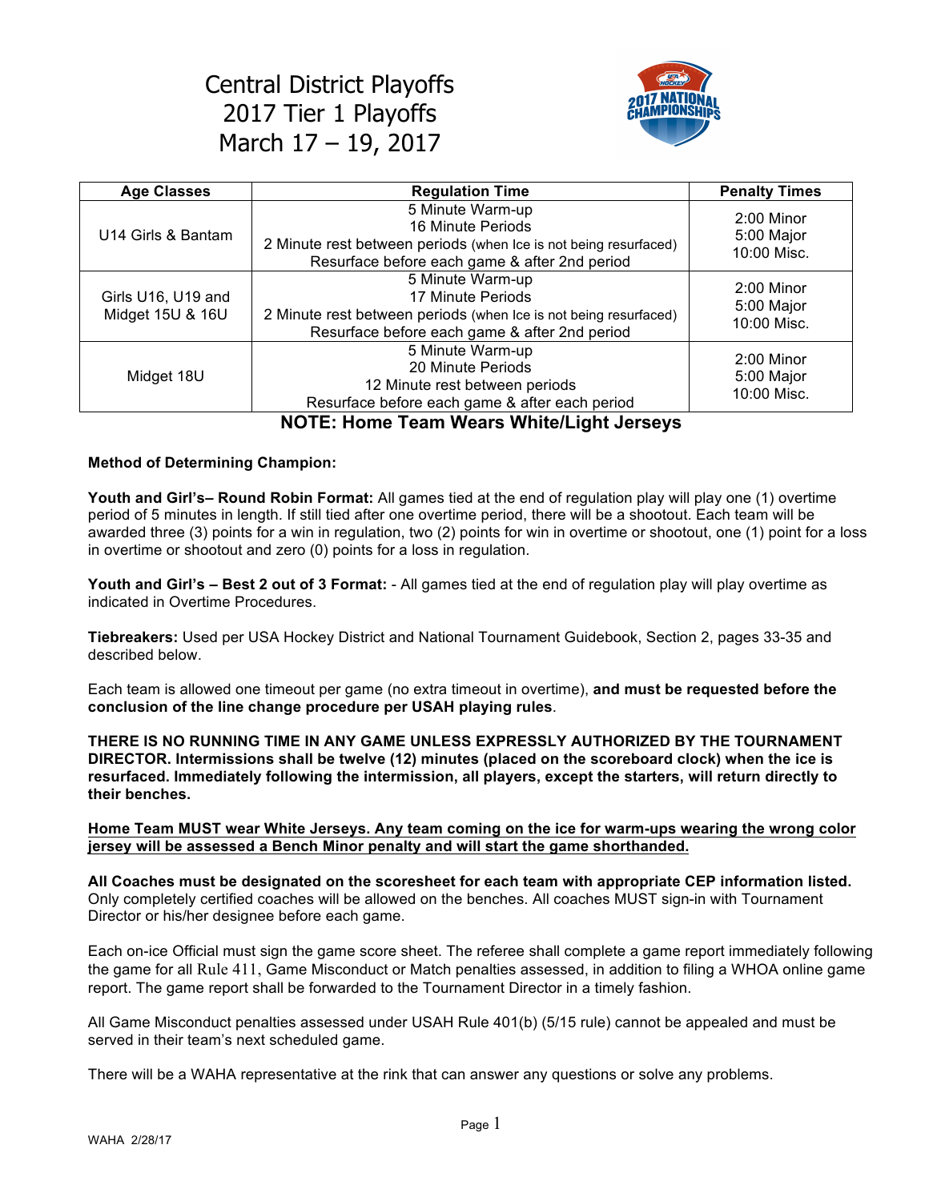# Central District Playoffs
# 2017 Tier 1 Playoffs
# March 17 – 19, 2017

| Age Classes | Regulation Time | Penalty Times |
|---|---|---|
| U14 Girls & Bantam | 5 Minute Warm-up<br>16 Minute Periods<br>2 Minute rest between periods (when Ice is not being resurfaced)<br>Resurface before each game & after 2nd period | 2:00 Minor<br>5:00 Major<br>10:00 Misc. |
| Girls U16, U19 and Midget 15U & 16U | 5 Minute Warm-up<br>17 Minute Periods<br>2 Minute rest between periods (when Ice is not being resurfaced)<br>Resurface before each game & after 2nd period | 2:00 Minor<br>5:00 Major<br>10:00 Misc. |
| Midget 18U | 5 Minute Warm-up<br>20 Minute Periods<br>12 Minute rest between periods<br>Resurface before each game & after each period | 2:00 Minor<br>5:00 Major<br>10:00 Misc. |

**NOTE: Home Team Wears White/Light Jerseys**

**Method of Determining Champion:**

**Youth and Girl's– Round Robin Format:** All games tied at the end of regulation play will play one (1) overtime period of 5 minutes in length. If still tied after one overtime period, there will be a shootout. Each team will be awarded three (3) points for a win in regulation, two (2) points for win in overtime or shootout, one (1) point for a loss in overtime or shootout and zero (0) points for a loss in regulation.

**Youth and Girl's – Best 2 out of 3 Format:** - All games tied at the end of regulation play will play overtime as indicated in Overtime Procedures.

**Tiebreakers:** Used per USA Hockey District and National Tournament Guidebook, Section 2, pages 33-35 and described below.

Each team is allowed one timeout per game (no extra timeout in overtime), **and must be requested before the conclusion of the line change procedure per USAH playing rules**.

**THERE IS NO RUNNING TIME IN ANY GAME UNLESS EXPRESSLY AUTHORIZED BY THE TOURNAMENT DIRECTOR. Intermissions shall be twelve (12) minutes (placed on the scoreboard clock) when the ice is resurfaced. Immediately following the intermission, all players, except the starters, will return directly to their benches.**

**Home Team MUST wear White Jerseys. Any team coming on the ice for warm-ups wearing the wrong color jersey will be assessed a Bench Minor penalty and will start the game shorthanded.**

**All Coaches must be designated on the scoresheet for each team with appropriate CEP information listed.** Only completely certified coaches will be allowed on the benches. All coaches MUST sign-in with Tournament Director or his/her designee before each game.

Each on-ice Official must sign the game score sheet. The referee shall complete a game report immediately following the game for all Rule 411, Game Misconduct or Match penalties assessed, in addition to filing a WHOA online game report. The game report shall be forwarded to the Tournament Director in a timely fashion.

All Game Misconduct penalties assessed under USAH Rule 401(b) (5/15 rule) cannot be appealed and must be served in their team's next scheduled game.

There will be a WAHA representative at the rink that can answer any questions or solve any problems.

WAHA 2/28/17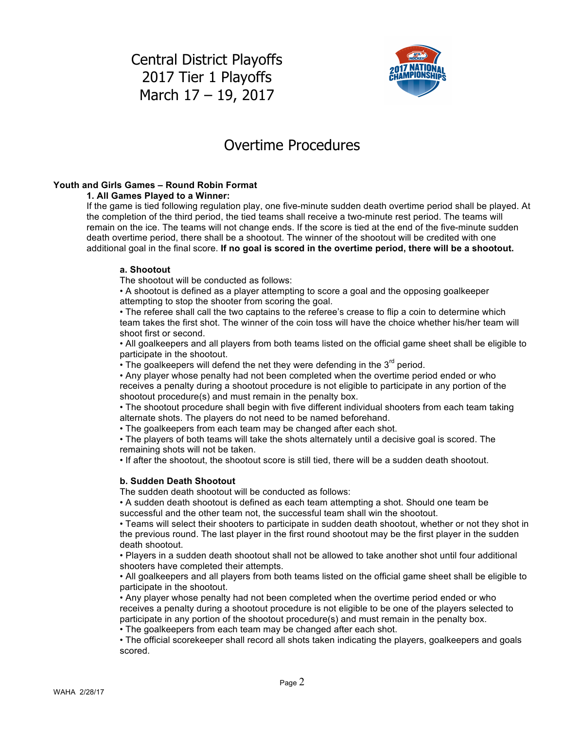# Central District Playoffs
# 2017 Tier 1 Playoffs
# March 17 – 19, 2017

## Overtime Procedures

**Youth and Girls Games – Round Robin Format**

**1. All Games Played to a Winner:**

If the game is tied following regulation play, one five-minute sudden death overtime period shall be played. At the completion of the third period, the tied teams shall receive a two-minute rest period. The teams will remain on the ice. The teams will not change ends. If the score is tied at the end of the five-minute sudden death overtime period, there shall be a shootout. The winner of the shootout will be credited with one additional goal in the final score. **If no goal is scored in the overtime period, there will be a shootout.**

**a. Shootout**

The shootout will be conducted as follows:

- A shootout is defined as a player attempting to score a goal and the opposing goalkeeper attempting to stop the shooter from scoring the goal.
- The referee shall call the two captains to the referee's crease to flip a coin to determine which team takes the first shot. The winner of the coin toss will have the choice whether his/her team will shoot first or second.
- All goalkeepers and all players from both teams listed on the official game sheet shall be eligible to participate in the shootout.
- The goalkeepers will defend the net they were defending in the 3rd period.
- Any player whose penalty had not been completed when the overtime period ended or who receives a penalty during a shootout procedure is not eligible to participate in any portion of the shootout procedure(s) and must remain in the penalty box.
- The shootout procedure shall begin with five different individual shooters from each team taking alternate shots. The players do not need to be named beforehand.
- The goalkeepers from each team may be changed after each shot.
- The players of both teams will take the shots alternately until a decisive goal is scored. The remaining shots will not be taken.
- If after the shootout, the shootout score is still tied, there will be a sudden death shootout.

**b. Sudden Death Shootout**

The sudden death shootout will be conducted as follows:

- A sudden death shootout is defined as each team attempting a shot. Should one team be successful and the other team not, the successful team shall win the shootout.
- Teams will select their shooters to participate in sudden death shootout, whether or not they shot in the previous round. The last player in the first round shootout may be the first player in the sudden death shootout.
- Players in a sudden death shootout shall not be allowed to take another shot until four additional shooters have completed their attempts.
- All goalkeepers and all players from both teams listed on the official game sheet shall be eligible to participate in the shootout.
- Any player whose penalty had not been completed when the overtime period ended or who receives a penalty during a shootout procedure is not eligible to be one of the players selected to participate in any portion of the shootout procedure(s) and must remain in the penalty box.
- The goalkeepers from each team may be changed after each shot.
- The official scorekeeper shall record all shots taken indicating the players, goalkeepers and goals scored.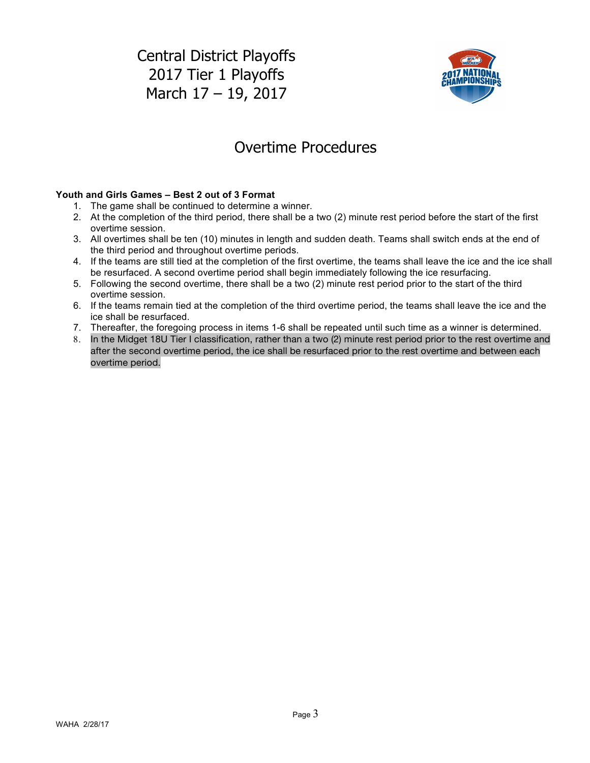# Central District Playoffs
# 2017 Tier 1 Playoffs
# March 17 – 19, 2017

## Overtime Procedures

**Youth and Girls Games – Best 2 out of 3 Format**

1. The game shall be continued to determine a winner.
2. At the completion of the third period, there shall be a two (2) minute rest period before the start of the first overtime session.
3. All overtimes shall be ten (10) minutes in length and sudden death. Teams shall switch ends at the end of the third period and throughout overtime periods.
4. If the teams are still tied at the completion of the first overtime, the teams shall leave the ice and the ice shall be resurfaced. A second overtime period shall begin immediately following the ice resurfacing.
5. Following the second overtime, there shall be a two (2) minute rest period prior to the start of the third overtime session.
6. If the teams remain tied at the completion of the third overtime period, the teams shall leave the ice and the ice shall be resurfaced.
7. Thereafter, the foregoing process in items 1-6 shall be repeated until such time as a winner is determined.
8. In the Midget 18U Tier I classification, rather than a two (2) minute rest period prior to the rest overtime and after the second overtime period, the ice shall be resurfaced prior to the rest overtime and between each overtime period.

WAHA 2/28/17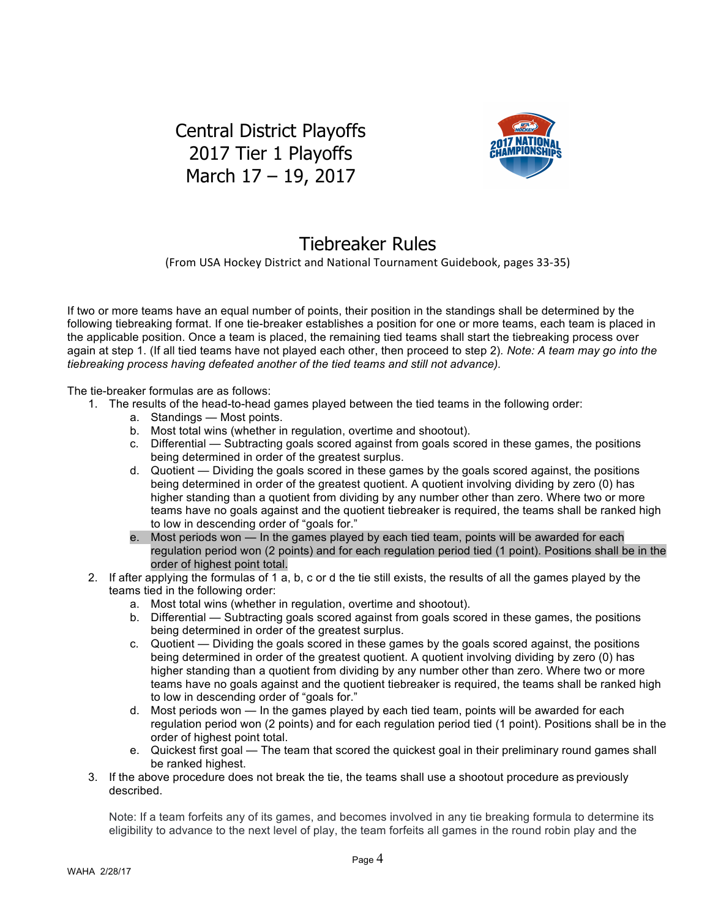# Central District Playoffs
# 2017 Tier 1 Playoffs
# March 17 – 19, 2017

## Tiebreaker Rules

(From USA Hockey District and National Tournament Guidebook, pages 33-35)

If two or more teams have an equal number of points, their position in the standings shall be determined by the following tiebreaking format. If one tie-breaker establishes a position for one or more teams, each team is placed in the applicable position. Once a team is placed, the remaining tied teams shall start the tiebreaking process over again at step 1. (If all tied teams have not played each other, then proceed to step 2). *Note: A team may go into the tiebreaking process having defeated another of the tied teams and still not advance).*

The tie-breaker formulas are as follows:

1. The results of the head-to-head games played between the tied teams in the following order:
   a. Standings — Most points.
   b. Most total wins (whether in regulation, overtime and shootout).
   c. Differential — Subtracting goals scored against from goals scored in these games, the positions being determined in order of the greatest surplus.
   d. Quotient — Dividing the goals scored in these games by the goals scored against, the positions being determined in order of the greatest quotient. A quotient involving dividing by zero (0) has higher standing than a quotient from dividing by any number other than zero. Where two or more teams have no goals against and the quotient tiebreaker is required, the teams shall be ranked high to low in descending order of "goals for."
   e. Most periods won — In the games played by each tied team, points will be awarded for each regulation period won (2 points) and for each regulation period tied (1 point). Positions shall be in the order of highest point total.
2. If after applying the formulas of 1 a, b, c or d the tie still exists, the results of all the games played by the teams tied in the following order:
   a. Most total wins (whether in regulation, overtime and shootout).
   b. Differential — Subtracting goals scored against from goals scored in these games, the positions being determined in order of the greatest surplus.
   c. Quotient — Dividing the goals scored in these games by the goals scored against, the positions being determined in order of the greatest quotient. A quotient involving dividing by zero (0) has higher standing than a quotient from dividing by any number other than zero. Where two or more teams have no goals against and the quotient tiebreaker is required, the teams shall be ranked high to low in descending order of "goals for."
   d. Most periods won — In the games played by each tied team, points will be awarded for each regulation period won (2 points) and for each regulation period tied (1 point). Positions shall be in the order of highest point total.
   e. Quickest first goal — The team that scored the quickest goal in their preliminary round games shall be ranked highest.
3. If the above procedure does not break the tie, the teams shall use a shootout procedure as previously described.

   Note: If a team forfeits any of its games, and becomes involved in any tie breaking formula to determine its eligibility to advance to the next level of play, the team forfeits all games in the round robin play and the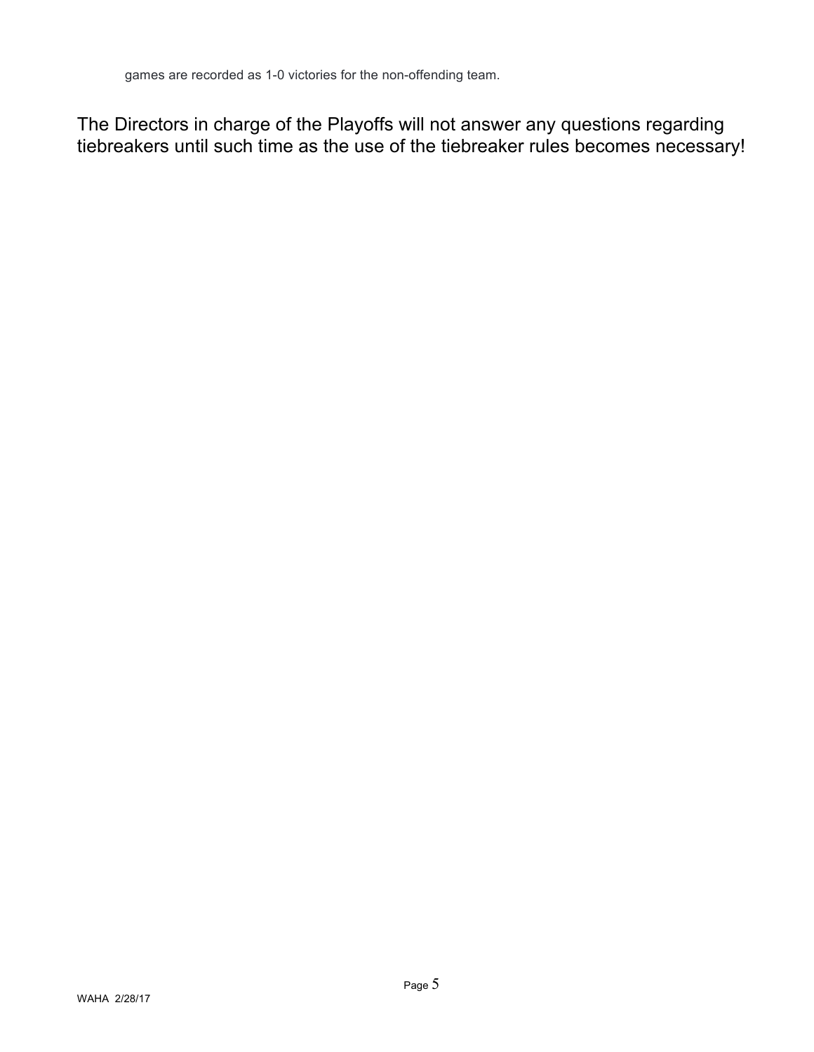games are recorded as 1-0 victories for the non-offending team.

The Directors in charge of the Playoffs will not answer any questions regarding tiebreakers until such time as the use of the tiebreaker rules becomes necessary!